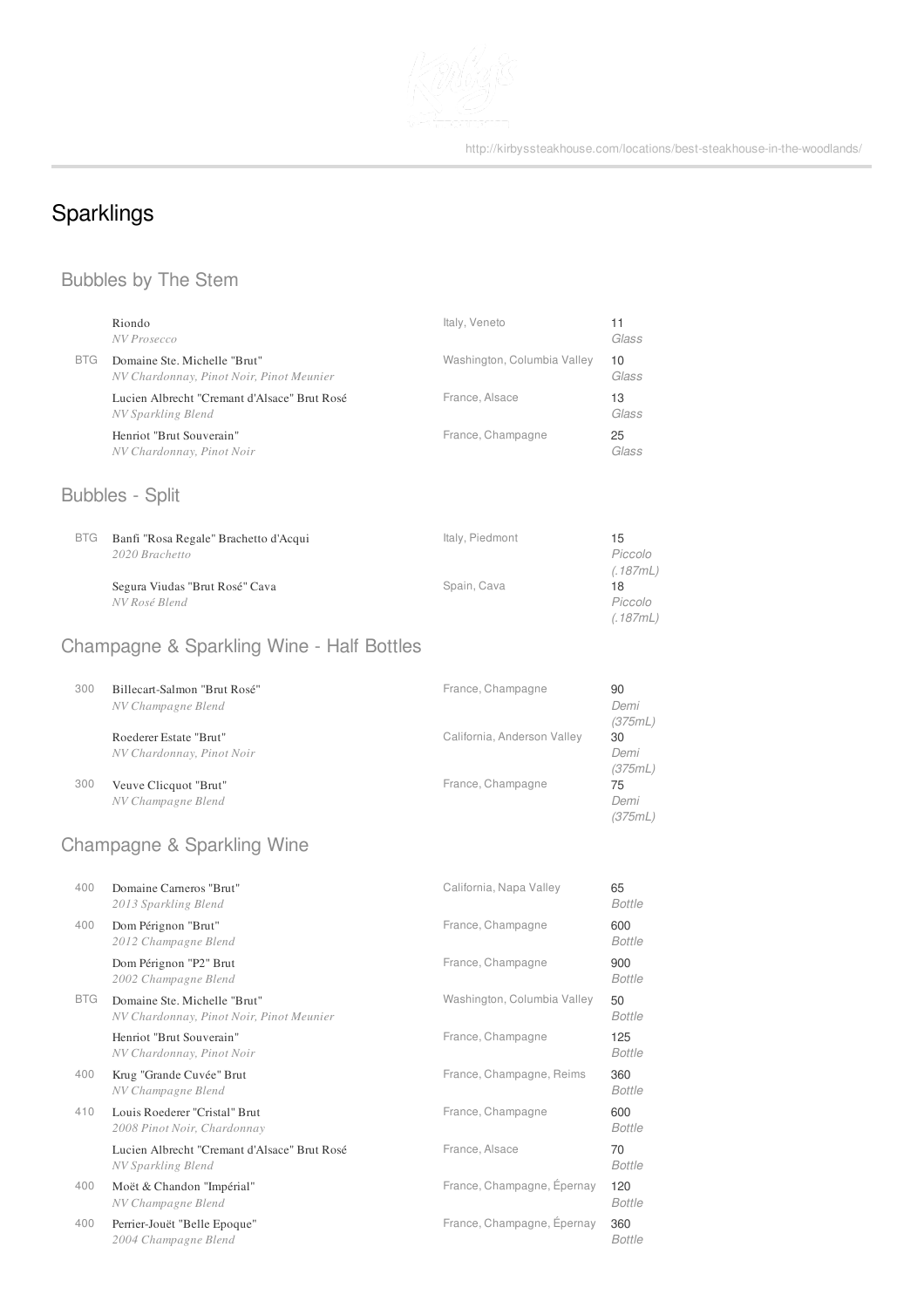# Sparklings

## Bubbles by The Stem

| | Wine | Region | Price |
|---|---|---|---|
| | Riondo<br>*NV Prosecco* | Italy, Veneto | 11<br>*Glass* |
| BTG | Domaine Ste. Michelle "Brut"<br>*NV Chardonnay, Pinot Noir, Pinot Meunier* | Washington, Columbia Valley | 10<br>*Glass* |
| | Lucien Albrecht "Cremant d'Alsace" Brut Rosé<br>*NV Sparkling Blend* | France, Alsace | 13<br>*Glass* |
| | Henriot "Brut Souverain"<br>*NV Chardonnay, Pinot Noir* | France, Champagne | 25<br>*Glass* |

## Bubbles - Split

| | Wine | Region | Price |
|---|---|---|---|
| BTG | Banfi "Rosa Regale" Brachetto d'Acqui<br>*2020 Brachetto* | Italy, Piedmont | 15<br>*Piccolo (.187mL)* |
| | Segura Viudas "Brut Rosé" Cava<br>*NV Rosé Blend* | Spain, Cava | 18<br>*Piccolo (.187mL)* |

## Champagne & Sparkling Wine - Half Bottles

| | Wine | Region | Price |
|---|---|---|---|
| 300 | Billecart-Salmon "Brut Rosé"<br>*NV Champagne Blend* | France, Champagne | 90<br>*Demi (375mL)* |
| | Roederer Estate "Brut"<br>*NV Chardonnay, Pinot Noir* | California, Anderson Valley | 30<br>*Demi (375mL)* |
| 300 | Veuve Clicquot "Brut"<br>*NV Champagne Blend* | France, Champagne | 75<br>*Demi (375mL)* |

## Champagne & Sparkling Wine

| | Wine | Region | Price |
|---|---|---|---|
| 400 | Domaine Carneros "Brut"<br>*2013 Sparkling Blend* | California, Napa Valley | 65<br>*Bottle* |
| 400 | Dom Pérignon "Brut"<br>*2012 Champagne Blend* | France, Champagne | 600<br>*Bottle* |
| | Dom Pérignon "P2" Brut<br>*2002 Champagne Blend* | France, Champagne | 900<br>*Bottle* |
| BTG | Domaine Ste. Michelle "Brut"<br>*NV Chardonnay, Pinot Noir, Pinot Meunier* | Washington, Columbia Valley | 50<br>*Bottle* |
| | Henriot "Brut Souverain"<br>*NV Chardonnay, Pinot Noir* | France, Champagne | 125<br>*Bottle* |
| 400 | Krug "Grande Cuvée" Brut<br>*NV Champagne Blend* | France, Champagne, Reims | 360<br>*Bottle* |
| 410 | Louis Roederer "Cristal" Brut<br>*2008 Pinot Noir, Chardonnay* | France, Champagne | 600<br>*Bottle* |
| | Lucien Albrecht "Cremant d'Alsace" Brut Rosé<br>*NV Sparkling Blend* | France, Alsace | 70<br>*Bottle* |
| 400 | Moët & Chandon "Impérial"<br>*NV Champagne Blend* | France, Champagne, Épernay | 120<br>*Bottle* |
| 400 | Perrier-Jouët "Belle Epoque"<br>*2004 Champagne Blend* | France, Champagne, Épernay | 360<br>*Bottle* |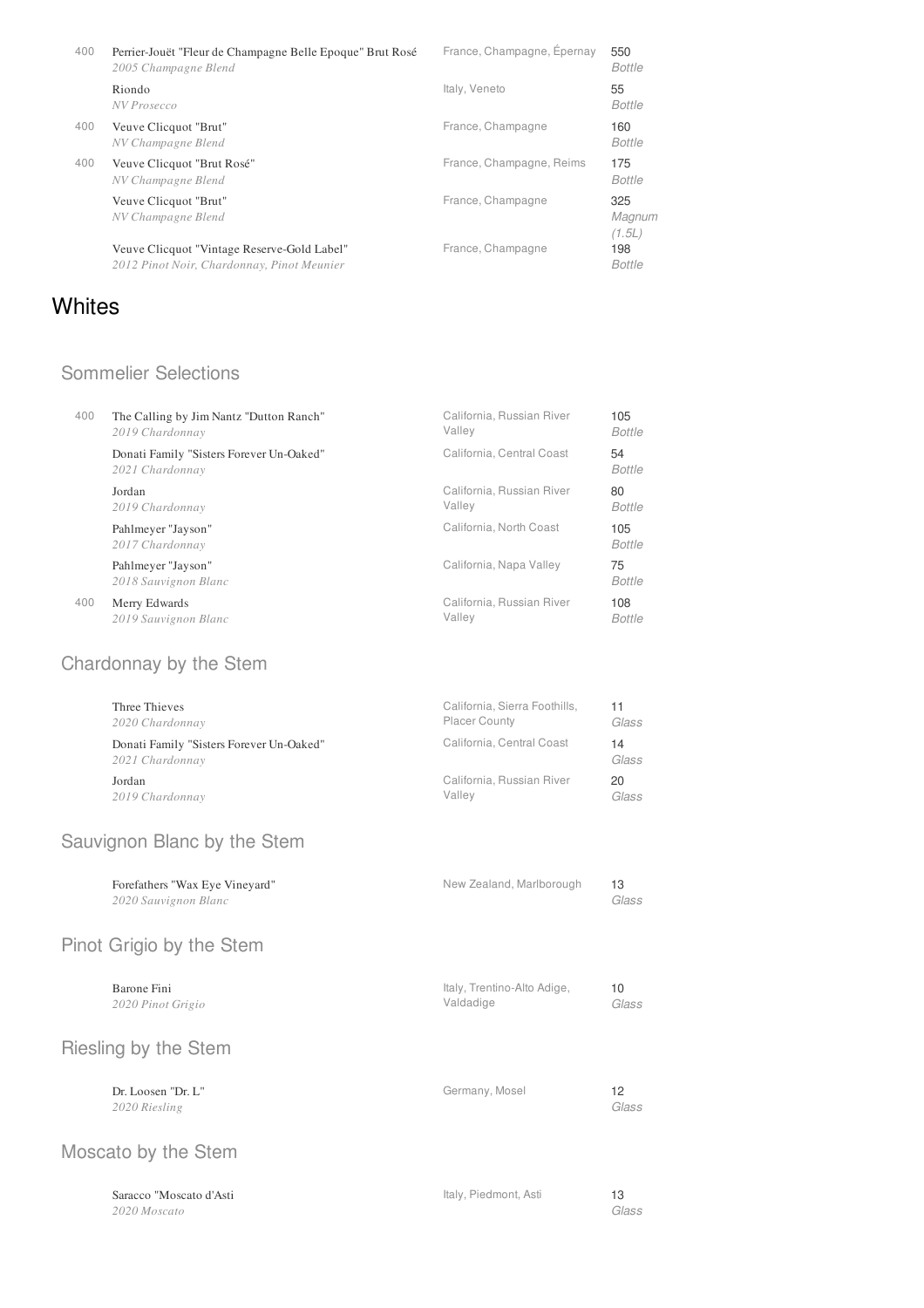| | Wine | Region | Price |
|---|---|---|---|
| 400 | Perrier-Jouët "Fleur de Champagne Belle Epoque" Brut Rosé<br>*2005 Champagne Blend* | France, Champagne, Épernay | 550<br>*Bottle* |
| | Riondo<br>*NV Prosecco* | Italy, Veneto | 55<br>*Bottle* |
| 400 | Veuve Clicquot "Brut"<br>*NV Champagne Blend* | France, Champagne | 160<br>*Bottle* |
| 400 | Veuve Clicquot "Brut Rosé"<br>*NV Champagne Blend* | France, Champagne, Reims | 175<br>*Bottle* |
| | Veuve Clicquot "Brut"<br>*NV Champagne Blend* | France, Champagne | 325<br>*Magnum (1.5L)* |
| | Veuve Clicquot "Vintage Reserve-Gold Label"<br>*2012 Pinot Noir, Chardonnay, Pinot Meunier* | France, Champagne | 198<br>*Bottle* |

# Whites

## Sommelier Selections

| | Wine | Region | Price |
|---|---|---|---|
| 400 | The Calling by Jim Nantz "Dutton Ranch"<br>*2019 Chardonnay* | California, Russian River Valley | 105<br>*Bottle* |
| | Donati Family "Sisters Forever Un-Oaked"<br>*2021 Chardonnay* | California, Central Coast | 54<br>*Bottle* |
| | Jordan<br>*2019 Chardonnay* | California, Russian River Valley | 80<br>*Bottle* |
| | Pahlmeyer "Jayson"<br>*2017 Chardonnay* | California, North Coast | 105<br>*Bottle* |
| | Pahlmeyer "Jayson"<br>*2018 Sauvignon Blanc* | California, Napa Valley | 75<br>*Bottle* |
| 400 | Merry Edwards<br>*2019 Sauvignon Blanc* | California, Russian River Valley | 108<br>*Bottle* |

## Chardonnay by the Stem

| Wine | Region | Price |
|---|---|---|
| Three Thieves<br>*2020 Chardonnay* | California, Sierra Foothills, Placer County | 11<br>*Glass* |
| Donati Family "Sisters Forever Un-Oaked"<br>*2021 Chardonnay* | California, Central Coast | 14<br>*Glass* |
| Jordan<br>*2019 Chardonnay* | California, Russian River Valley | 20<br>*Glass* |

## Sauvignon Blanc by the Stem

| Wine | Region | Price |
|---|---|---|
| Forefathers "Wax Eye Vineyard"<br>*2020 Sauvignon Blanc* | New Zealand, Marlborough | 13<br>*Glass* |

## Pinot Grigio by the Stem

| Wine | Region | Price |
|---|---|---|
| Barone Fini<br>*2020 Pinot Grigio* | Italy, Trentino-Alto Adige, Valdadige | 10<br>*Glass* |

## Riesling by the Stem

| Wine | Region | Price |
|---|---|---|
| Dr. Loosen "Dr. L"<br>*2020 Riesling* | Germany, Mosel | 12<br>*Glass* |

## Moscato by the Stem

| Wine | Region | Price |
|---|---|---|
| Saracco "Moscato d'Asti<br>*2020 Moscato* | Italy, Piedmont, Asti | 13<br>*Glass* |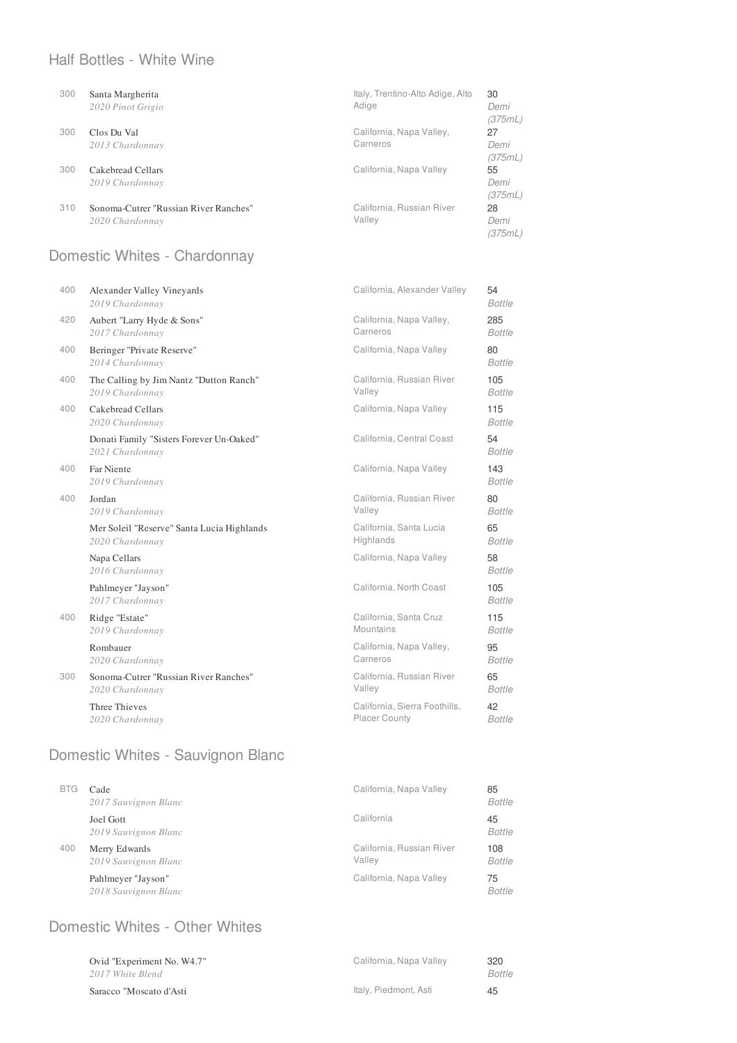## Half Bottles - White Wine

| | Wine | Region | Price |
|---|---|---|---|
| 300 | Santa Margherita *2020 Pinot Grigio* | Italy, Trentino-Alto Adige, Alto Adige | 30 *Demi (375mL)* |
| 300 | Clos Du Val *2013 Chardonnay* | California, Napa Valley, Carneros | 27 *Demi (375mL)* |
| 300 | Cakebread Cellars *2019 Chardonnay* | California, Napa Valley | 55 *Demi (375mL)* |
| 310 | Sonoma-Cutrer "Russian River Ranches" *2020 Chardonnay* | California, Russian River Valley | 28 *Demi (375mL)* |

## Domestic Whites - Chardonnay

| | Wine | Region | Price |
|---|---|---|---|
| 400 | Alexander Valley Vineyards *2019 Chardonnay* | California, Alexander Valley | 54 *Bottle* |
| 420 | Aubert "Larry Hyde & Sons" *2017 Chardonnay* | California, Napa Valley, Carneros | 285 *Bottle* |
| 400 | Beringer "Private Reserve" *2014 Chardonnay* | California, Napa Valley | 80 *Bottle* |
| 400 | The Calling by Jim Nantz "Dutton Ranch" *2019 Chardonnay* | California, Russian River Valley | 105 *Bottle* |
| 400 | Cakebread Cellars *2020 Chardonnay* | California, Napa Valley | 115 *Bottle* |
| | Donati Family "Sisters Forever Un-Oaked" *2021 Chardonnay* | California, Central Coast | 54 *Bottle* |
| 400 | Far Niente *2019 Chardonnay* | California, Napa Valley | 143 *Bottle* |
| 400 | Jordan *2019 Chardonnay* | California, Russian River Valley | 80 *Bottle* |
| | Mer Soleil "Reserve" Santa Lucia Highlands *2020 Chardonnay* | California, Santa Lucia Highlands | 65 *Bottle* |
| | Napa Cellars *2016 Chardonnay* | California, Napa Valley | 58 *Bottle* |
| | Pahlmeyer "Jayson" *2017 Chardonnay* | California, North Coast | 105 *Bottle* |
| 400 | Ridge "Estate" *2019 Chardonnay* | California, Santa Cruz Mountains | 115 *Bottle* |
| | Rombauer *2020 Chardonnay* | California, Napa Valley, Carneros | 95 *Bottle* |
| 300 | Sonoma-Cutrer "Russian River Ranches" *2020 Chardonnay* | California, Russian River Valley | 65 *Bottle* |
| | Three Thieves *2020 Chardonnay* | California, Sierra Foothills, Placer County | 42 *Bottle* |

## Domestic Whites - Sauvignon Blanc

| | Wine | Region | Price |
|---|---|---|---|
| BTG | Cade *2017 Sauvignon Blanc* | California, Napa Valley | 85 *Bottle* |
| | Joel Gott *2019 Sauvignon Blanc* | California | 45 *Bottle* |
| 400 | Merry Edwards *2019 Sauvignon Blanc* | California, Russian River Valley | 108 *Bottle* |
| | Pahlmeyer "Jayson" *2018 Sauvignon Blanc* | California, Napa Valley | 75 *Bottle* |

## Domestic Whites - Other Whites

| | Wine | Region | Price |
|---|---|---|---|
| | Ovid "Experiment No. W4.7" *2017 White Blend* | California, Napa Valley | 320 *Bottle* |
| | Saracco "Moscato d'Asti | Italy, Piedmont, Asti | 45 |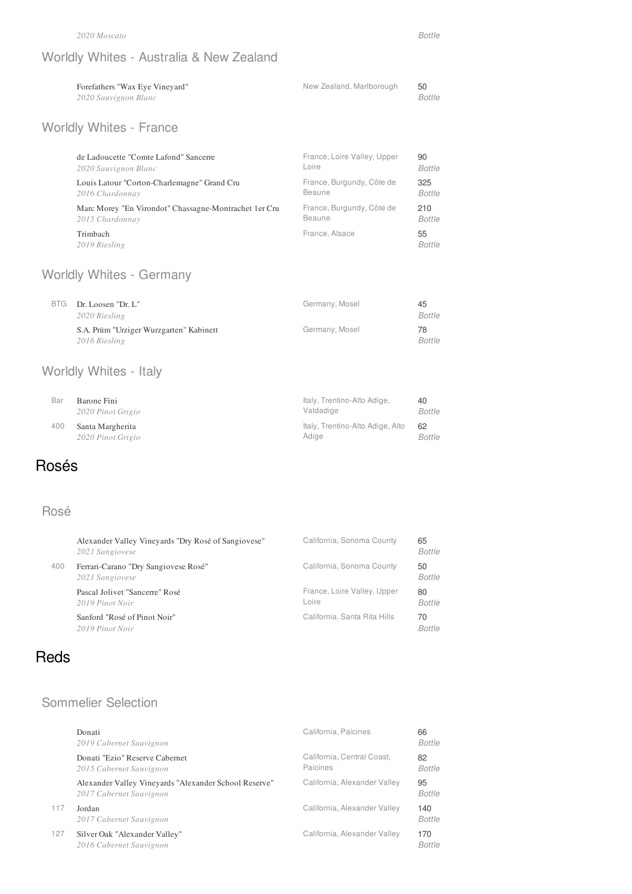*2020 Moscato* | Bottle

## Worldly Whites - Australia & New Zealand

| | Wine | Region | Price |
|---|---|---|---|
| | Forefathers "Wax Eye Vineyard"<br>*2020 Sauvignon Blanc* | New Zealand, Marlborough | 50<br>*Bottle* |

## Worldly Whites - France

| | Wine | Region | Price |
|---|---|---|---|
| | de Ladoucette "Comte Lafond" Sancerre<br>*2020 Sauvignon Blanc* | France, Loire Valley, Upper Loire | 90<br>*Bottle* |
| | Louis Latour "Corton-Charlemagne" Grand Cru<br>*2016 Chardonnay* | France, Burgundy, Côte de Beaune | 325<br>*Bottle* |
| | Marc Morey "En Virondot" Chassagne-Montrachet 1er Cru<br>*2015 Chardonnay* | France, Burgundy, Côte de Beaune | 210<br>*Bottle* |
| | Trimbach<br>*2019 Riesling* | France, Alsace | 55<br>*Bottle* |

## Worldly Whites - Germany

| | Wine | Region | Price |
|---|---|---|---|
| BTG | Dr. Loosen "Dr. L"<br>*2020 Riesling* | Germany, Mosel | 45<br>*Bottle* |
| | S.A. Prüm "Urziger Wurzgarten" Kabinett<br>*2016 Riesling* | Germany, Mosel | 78<br>*Bottle* |

## Worldly Whites - Italy

| | Wine | Region | Price |
|---|---|---|---|
| Bar | Barone Fini<br>*2020 Pinot Grigio* | Italy, Trentino-Alto Adige, Valdadige | 40<br>*Bottle* |
| 400 | Santa Margherita<br>*2020 Pinot Grigio* | Italy, Trentino-Alto Adige, Alto Adige | 62<br>*Bottle* |

# Rosés

## Rosé

| | Wine | Region | Price |
|---|---|---|---|
| | Alexander Valley Vineyards "Dry Rosé of Sangiovese"<br>*2021 Sangiovese* | California, Sonoma County | 65<br>*Bottle* |
| 400 | Ferrari-Carano "Dry Sangiovese Rosé"<br>*2021 Sangiovese* | California, Sonoma County | 50<br>*Bottle* |
| | Pascal Jolivet "Sancerre" Rosé<br>*2019 Pinot Noir* | France, Loire Valley, Upper Loire | 80<br>*Bottle* |
| | Sanford "Rosé of Pinot Noir"<br>*2019 Pinot Noir* | California, Santa Rita Hills | 70<br>*Bottle* |

# Reds

## Sommelier Selection

| | Wine | Region | Price |
|---|---|---|---|
| | Donati<br>*2019 Cabernet Sauvignon* | California, Paicines | 66<br>*Bottle* |
| | Donati "Ezio" Reserve Cabernet<br>*2015 Cabernet Sauvignon* | California, Central Coast, Paicines | 82<br>*Bottle* |
| | Alexander Valley Vineyards "Alexander School Reserve"<br>*2017 Cabernet Sauvignon* | California, Alexander Valley | 95<br>*Bottle* |
| 117 | Jordan<br>*2017 Cabernet Sauvignon* | California, Alexander Valley | 140<br>*Bottle* |
| 127 | Silver Oak "Alexander Valley"<br>*2016 Cabernet Sauvignon* | California, Alexander Valley | 170<br>*Bottle* |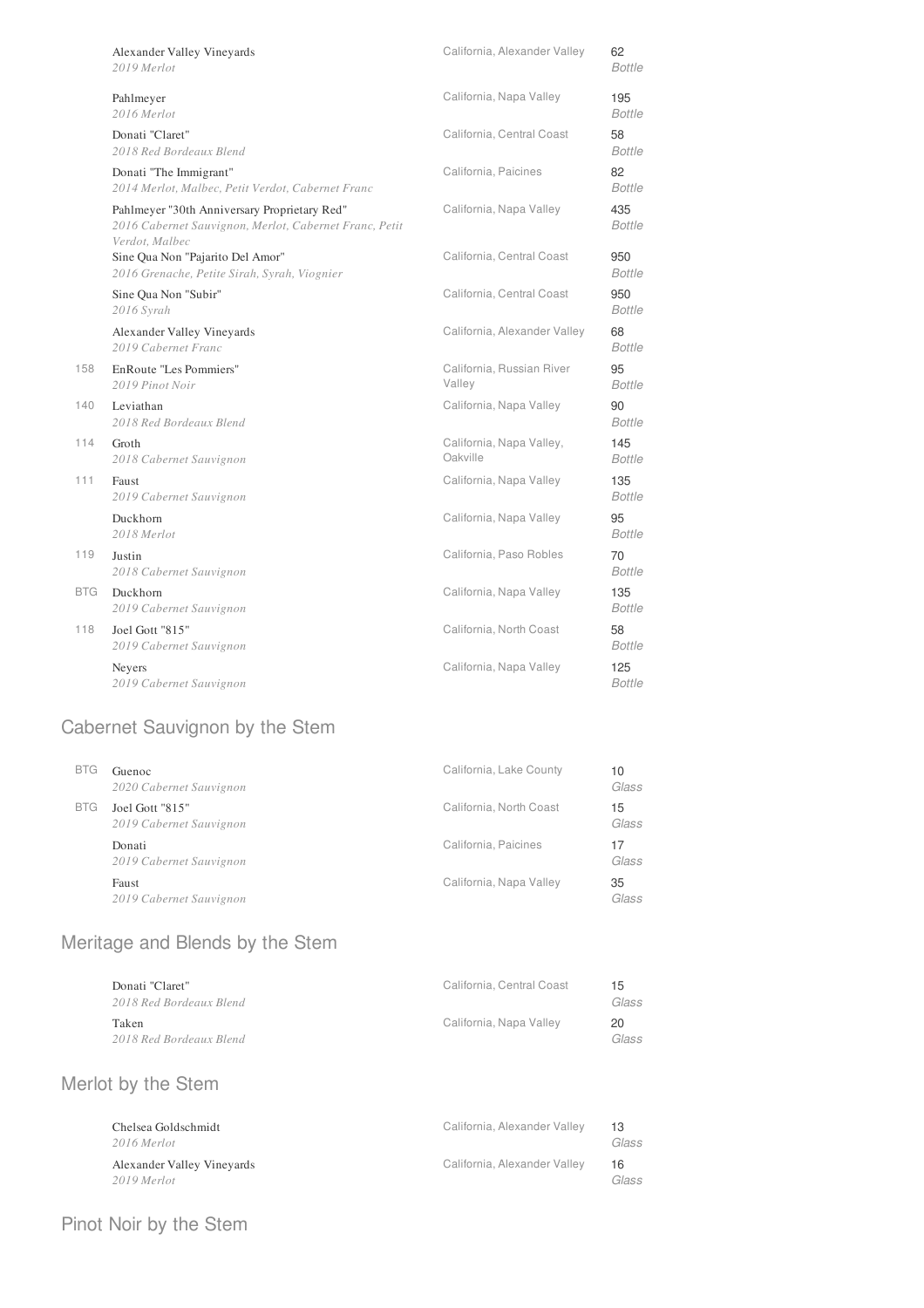| | Wine | Region | Price |
|---|---|---|---|
| | Alexander Valley Vineyards<br>*2019 Merlot* | California, Alexander Valley | 62<br>*Bottle* |
| | Pahlmeyer<br>*2016 Merlot* | California, Napa Valley | 195<br>*Bottle* |
| | Donati "Claret"<br>*2018 Red Bordeaux Blend* | California, Central Coast | 58<br>*Bottle* |
| | Donati "The Immigrant"<br>*2014 Merlot, Malbec, Petit Verdot, Cabernet Franc* | California, Paicines | 82<br>*Bottle* |
| | Pahlmeyer "30th Anniversary Proprietary Red"<br>*2016 Cabernet Sauvignon, Merlot, Cabernet Franc, Petit Verdot, Malbec* | California, Napa Valley | 435<br>*Bottle* |
| | Sine Qua Non "Pajarito Del Amor"<br>*2016 Grenache, Petite Sirah, Syrah, Viognier* | California, Central Coast | 950<br>*Bottle* |
| | Sine Qua Non "Subir"<br>*2016 Syrah* | California, Central Coast | 950<br>*Bottle* |
| | Alexander Valley Vineyards<br>*2019 Cabernet Franc* | California, Alexander Valley | 68<br>*Bottle* |
| 158 | EnRoute "Les Pommiers"<br>*2019 Pinot Noir* | California, Russian River Valley | 95<br>*Bottle* |
| 140 | Leviathan<br>*2018 Red Bordeaux Blend* | California, Napa Valley | 90<br>*Bottle* |
| 114 | Groth<br>*2018 Cabernet Sauvignon* | California, Napa Valley, Oakville | 145<br>*Bottle* |
| 111 | Faust<br>*2019 Cabernet Sauvignon* | California, Napa Valley | 135<br>*Bottle* |
| | Duckhorn<br>*2018 Merlot* | California, Napa Valley | 95<br>*Bottle* |
| 119 | Justin<br>*2018 Cabernet Sauvignon* | California, Paso Robles | 70<br>*Bottle* |
| BTG | Duckhorn<br>*2019 Cabernet Sauvignon* | California, Napa Valley | 135<br>*Bottle* |
| 118 | Joel Gott "815"<br>*2019 Cabernet Sauvignon* | California, North Coast | 58<br>*Bottle* |
| | Neyers<br>*2019 Cabernet Sauvignon* | California, Napa Valley | 125<br>*Bottle* |

## Cabernet Sauvignon by the Stem

| | Wine | Region | Price |
|---|---|---|---|
| BTG | Guenoc<br>*2020 Cabernet Sauvignon* | California, Lake County | 10<br>*Glass* |
| BTG | Joel Gott "815"<br>*2019 Cabernet Sauvignon* | California, North Coast | 15<br>*Glass* |
| | Donati<br>*2019 Cabernet Sauvignon* | California, Paicines | 17<br>*Glass* |
| | Faust<br>*2019 Cabernet Sauvignon* | California, Napa Valley | 35<br>*Glass* |

## Meritage and Blends by the Stem

| Wine | Region | Price |
|---|---|---|
| Donati "Claret"<br>*2018 Red Bordeaux Blend* | California, Central Coast | 15<br>*Glass* |
| Taken<br>*2018 Red Bordeaux Blend* | California, Napa Valley | 20<br>*Glass* |

## Merlot by the Stem

| Wine | Region | Price |
|---|---|---|
| Chelsea Goldschmidt<br>*2016 Merlot* | California, Alexander Valley | 13<br>*Glass* |
| Alexander Valley Vineyards<br>*2019 Merlot* | California, Alexander Valley | 16<br>*Glass* |

## Pinot Noir by the Stem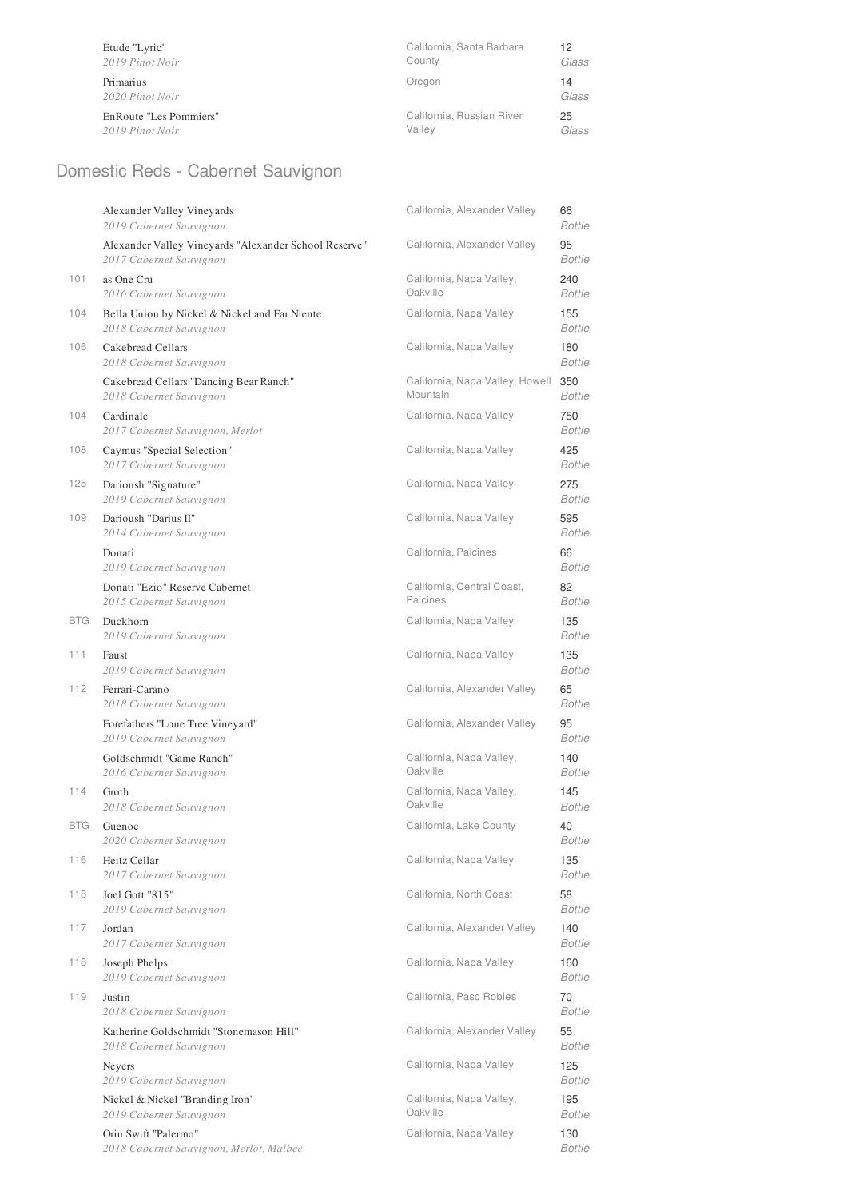| | Wine | Region | Price |
|---|---|---|---|
| | Etude "Lyric"<br>*2019 Pinot Noir* | California, Santa Barbara County | 12<br>*Glass* |
| | Primarius<br>*2020 Pinot Noir* | Oregon | 14<br>*Glass* |
| | EnRoute "Les Pommiers"<br>*2019 Pinot Noir* | California, Russian River Valley | 25<br>*Glass* |

## Domestic Reds - Cabernet Sauvignon

| | Wine | Region | Price |
|---|---|---|---|
| | Alexander Valley Vineyards<br>*2019 Cabernet Sauvignon* | California, Alexander Valley | 66<br>*Bottle* |
| | Alexander Valley Vineyards "Alexander School Reserve"<br>*2017 Cabernet Sauvignon* | California, Alexander Valley | 95<br>*Bottle* |
| 101 | as One Cru<br>*2016 Cabernet Sauvignon* | California, Napa Valley, Oakville | 240<br>*Bottle* |
| 104 | Bella Union by Nickel & Nickel and Far Niente<br>*2018 Cabernet Sauvignon* | California, Napa Valley | 155<br>*Bottle* |
| 106 | Cakebread Cellars<br>*2018 Cabernet Sauvignon* | California, Napa Valley | 180<br>*Bottle* |
| | Cakebread Cellars "Dancing Bear Ranch"<br>*2018 Cabernet Sauvignon* | California, Napa Valley, Howell Mountain | 350<br>*Bottle* |
| 104 | Cardinale<br>*2017 Cabernet Sauvignon, Merlot* | California, Napa Valley | 750<br>*Bottle* |
| 108 | Caymus "Special Selection"<br>*2017 Cabernet Sauvignon* | California, Napa Valley | 425<br>*Bottle* |
| 125 | Darioush "Signature"<br>*2019 Cabernet Sauvignon* | California, Napa Valley | 275<br>*Bottle* |
| 109 | Darioush "Darius II"<br>*2014 Cabernet Sauvignon* | California, Napa Valley | 595<br>*Bottle* |
| | Donati<br>*2019 Cabernet Sauvignon* | California, Paicines | 66<br>*Bottle* |
| | Donati "Ezio" Reserve Cabernet<br>*2015 Cabernet Sauvignon* | California, Central Coast, Paicines | 82<br>*Bottle* |
| BTG | Duckhorn<br>*2019 Cabernet Sauvignon* | California, Napa Valley | 135<br>*Bottle* |
| 111 | Faust<br>*2019 Cabernet Sauvignon* | California, Napa Valley | 135<br>*Bottle* |
| 112 | Ferrari-Carano<br>*2018 Cabernet Sauvignon* | California, Alexander Valley | 65<br>*Bottle* |
| | Forefathers "Lone Tree Vineyard"<br>*2019 Cabernet Sauvignon* | California, Alexander Valley | 95<br>*Bottle* |
| | Goldschmidt "Game Ranch"<br>*2016 Cabernet Sauvignon* | California, Napa Valley, Oakville | 140<br>*Bottle* |
| 114 | Groth<br>*2018 Cabernet Sauvignon* | California, Napa Valley, Oakville | 145<br>*Bottle* |
| BTG | Guenoc<br>*2020 Cabernet Sauvignon* | California, Lake County | 40<br>*Bottle* |
| 116 | Heitz Cellar<br>*2017 Cabernet Sauvignon* | California, Napa Valley | 135<br>*Bottle* |
| 118 | Joel Gott "815"<br>*2019 Cabernet Sauvignon* | California, North Coast | 58<br>*Bottle* |
| 117 | Jordan<br>*2017 Cabernet Sauvignon* | California, Alexander Valley | 140<br>*Bottle* |
| 118 | Joseph Phelps<br>*2019 Cabernet Sauvignon* | California, Napa Valley | 160<br>*Bottle* |
| 119 | Justin<br>*2018 Cabernet Sauvignon* | California, Paso Robles | 70<br>*Bottle* |
| | Katherine Goldschmidt "Stonemason Hill"<br>*2018 Cabernet Sauvignon* | California, Alexander Valley | 55<br>*Bottle* |
| | Neyers<br>*2019 Cabernet Sauvignon* | California, Napa Valley | 125<br>*Bottle* |
| | Nickel & Nickel "Branding Iron"<br>*2019 Cabernet Sauvignon* | California, Napa Valley, Oakville | 195<br>*Bottle* |
| | Orin Swift "Palermo"<br>*2018 Cabernet Sauvignon, Merlot, Malbec* | California, Napa Valley | 130<br>*Bottle* |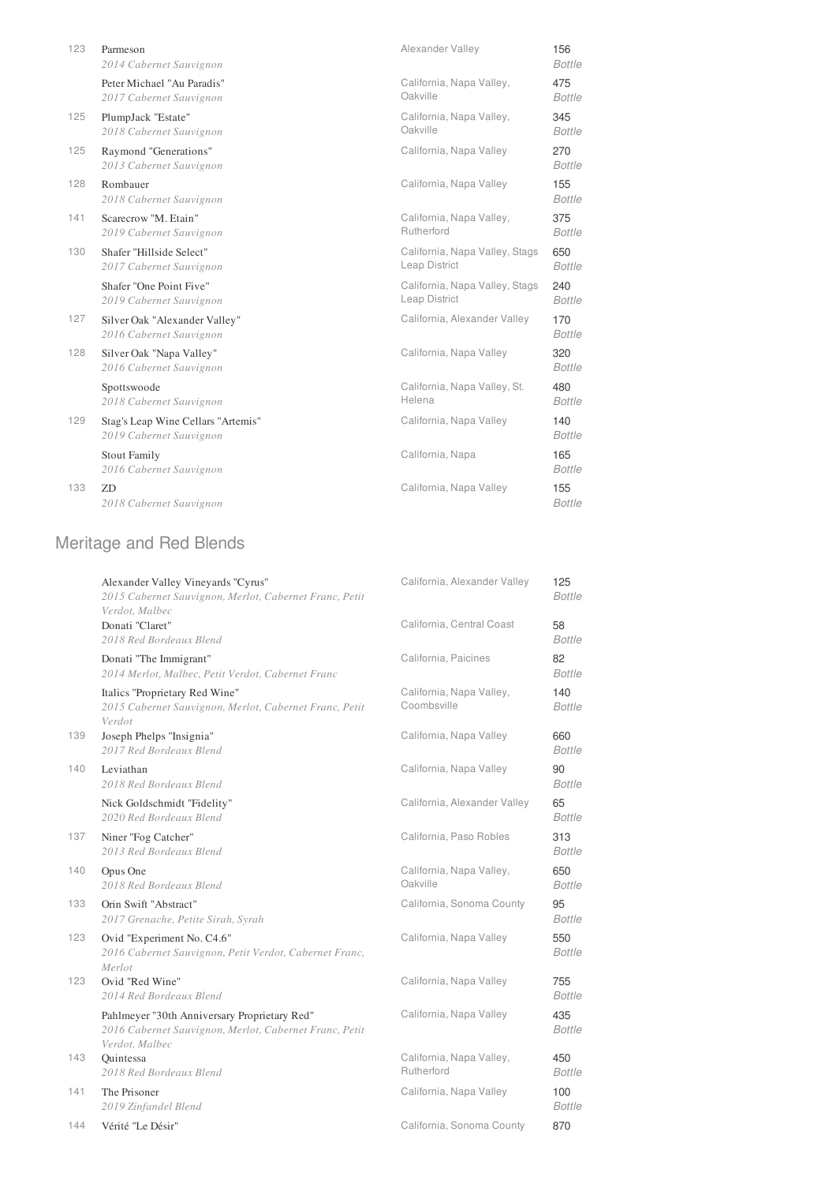| | | | |
|---|---|---|---|
| 123 | Parmeson<br>*2014 Cabernet Sauvignon* | Alexander Valley | 156<br>*Bottle* |
| | Peter Michael "Au Paradis"<br>*2017 Cabernet Sauvignon* | California, Napa Valley, Oakville | 475<br>*Bottle* |
| 125 | PlumpJack "Estate"<br>*2018 Cabernet Sauvignon* | California, Napa Valley, Oakville | 345<br>*Bottle* |
| 125 | Raymond "Generations"<br>*2013 Cabernet Sauvignon* | California, Napa Valley | 270<br>*Bottle* |
| 128 | Rombauer<br>*2018 Cabernet Sauvignon* | California, Napa Valley | 155<br>*Bottle* |
| 141 | Scarecrow "M. Etain"<br>*2019 Cabernet Sauvignon* | California, Napa Valley, Rutherford | 375<br>*Bottle* |
| 130 | Shafer "Hillside Select"<br>*2017 Cabernet Sauvignon* | California, Napa Valley, Stags Leap District | 650<br>*Bottle* |
| | Shafer "One Point Five"<br>*2019 Cabernet Sauvignon* | California, Napa Valley, Stags Leap District | 240<br>*Bottle* |
| 127 | Silver Oak "Alexander Valley"<br>*2016 Cabernet Sauvignon* | California, Alexander Valley | 170<br>*Bottle* |
| 128 | Silver Oak "Napa Valley"<br>*2016 Cabernet Sauvignon* | California, Napa Valley | 320<br>*Bottle* |
| | Spottswoode<br>*2018 Cabernet Sauvignon* | California, Napa Valley, St. Helena | 480<br>*Bottle* |
| 129 | Stag's Leap Wine Cellars "Artemis"<br>*2019 Cabernet Sauvignon* | California, Napa Valley | 140<br>*Bottle* |
| | Stout Family<br>*2016 Cabernet Sauvignon* | California, Napa | 165<br>*Bottle* |
| 133 | ZD<br>*2018 Cabernet Sauvignon* | California, Napa Valley | 155<br>*Bottle* |

## Meritage and Red Blends

| | | | |
|---|---|---|---|
| | Alexander Valley Vineyards "Cyrus"<br>*2015 Cabernet Sauvignon, Merlot, Cabernet Franc, Petit Verdot, Malbec* | California, Alexander Valley | 125<br>*Bottle* |
| | Donati "Claret"<br>*2018 Red Bordeaux Blend* | California, Central Coast | 58<br>*Bottle* |
| | Donati "The Immigrant"<br>*2014 Merlot, Malbec, Petit Verdot, Cabernet Franc* | California, Paicines | 82<br>*Bottle* |
| | Italics "Proprietary Red Wine"<br>*2015 Cabernet Sauvignon, Merlot, Cabernet Franc, Petit Verdot* | California, Napa Valley, Coombsville | 140<br>*Bottle* |
| 139 | Joseph Phelps "Insignia"<br>*2017 Red Bordeaux Blend* | California, Napa Valley | 660<br>*Bottle* |
| 140 | Leviathan<br>*2018 Red Bordeaux Blend* | California, Napa Valley | 90<br>*Bottle* |
| | Nick Goldschmidt "Fidelity"<br>*2020 Red Bordeaux Blend* | California, Alexander Valley | 65<br>*Bottle* |
| 137 | Niner "Fog Catcher"<br>*2013 Red Bordeaux Blend* | California, Paso Robles | 313<br>*Bottle* |
| 140 | Opus One<br>*2018 Red Bordeaux Blend* | California, Napa Valley, Oakville | 650<br>*Bottle* |
| 133 | Orin Swift "Abstract"<br>*2017 Grenache, Petite Sirah, Syrah* | California, Sonoma County | 95<br>*Bottle* |
| 123 | Ovid "Experiment No. C4.6"<br>*2016 Cabernet Sauvignon, Petit Verdot, Cabernet Franc, Merlot* | California, Napa Valley | 550<br>*Bottle* |
| 123 | Ovid "Red Wine"<br>*2014 Red Bordeaux Blend* | California, Napa Valley | 755<br>*Bottle* |
| | Pahlmeyer "30th Anniversary Proprietary Red"<br>*2016 Cabernet Sauvignon, Merlot, Cabernet Franc, Petit Verdot, Malbec* | California, Napa Valley | 435<br>*Bottle* |
| 143 | Quintessa<br>*2018 Red Bordeaux Blend* | California, Napa Valley, Rutherford | 450<br>*Bottle* |
| 141 | The Prisoner<br>*2019 Zinfandel Blend* | California, Napa Valley | 100<br>*Bottle* |
| 144 | Vérité "Le Désir" | California, Sonoma County | 870 |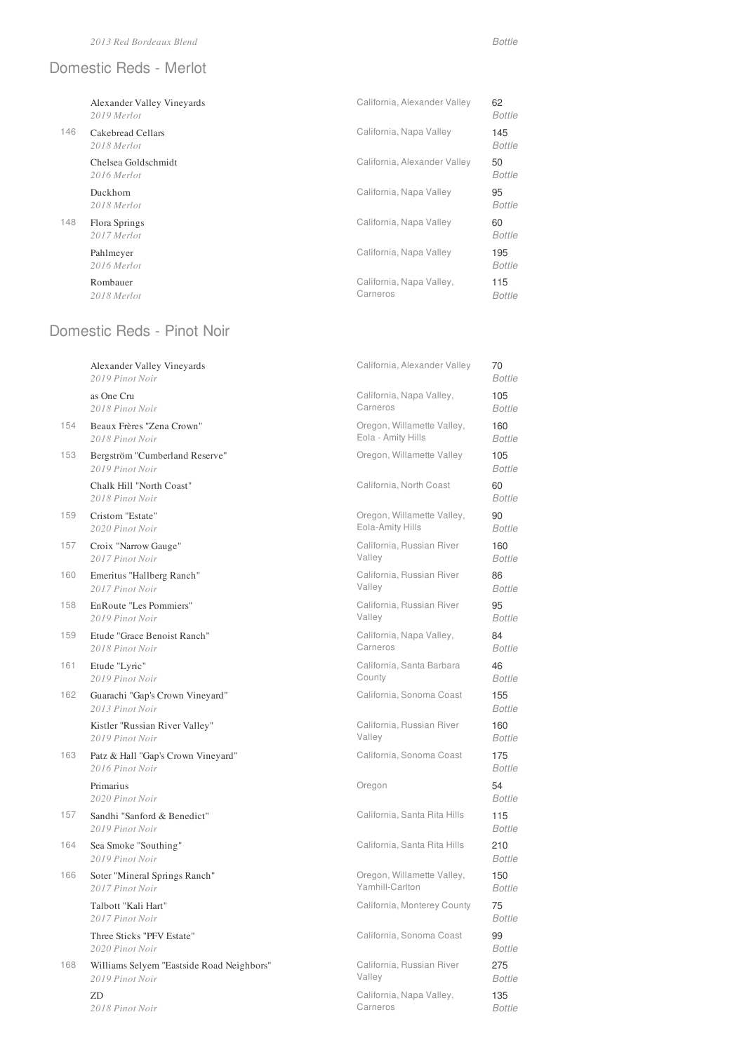*2013 Red Bordeaux Blend* — *Bottle*

## Domestic Reds - Merlot

| # | Wine | Region | Price |
|---|---|---|---|
| | Alexander Valley Vineyards<br>*2019 Merlot* | California, Alexander Valley | 62<br>*Bottle* |
| 146 | Cakebread Cellars<br>*2018 Merlot* | California, Napa Valley | 145<br>*Bottle* |
| | Chelsea Goldschmidt<br>*2016 Merlot* | California, Alexander Valley | 50<br>*Bottle* |
| | Duckhorn<br>*2018 Merlot* | California, Napa Valley | 95<br>*Bottle* |
| 148 | Flora Springs<br>*2017 Merlot* | California, Napa Valley | 60<br>*Bottle* |
| | Pahlmeyer<br>*2016 Merlot* | California, Napa Valley | 195<br>*Bottle* |
| | Rombauer<br>*2018 Merlot* | California, Napa Valley, Carneros | 115<br>*Bottle* |

## Domestic Reds - Pinot Noir

| # | Wine | Region | Price |
|---|---|---|---|
| | Alexander Valley Vineyards<br>*2019 Pinot Noir* | California, Alexander Valley | 70<br>*Bottle* |
| | as One Cru<br>*2018 Pinot Noir* | California, Napa Valley, Carneros | 105<br>*Bottle* |
| 154 | Beaux Frères "Zena Crown"<br>*2018 Pinot Noir* | Oregon, Willamette Valley, Eola - Amity Hills | 160<br>*Bottle* |
| 153 | Bergström "Cumberland Reserve"<br>*2019 Pinot Noir* | Oregon, Willamette Valley | 105<br>*Bottle* |
| | Chalk Hill "North Coast"<br>*2018 Pinot Noir* | California, North Coast | 60<br>*Bottle* |
| 159 | Cristom "Estate"<br>*2020 Pinot Noir* | Oregon, Willamette Valley, Eola-Amity Hills | 90<br>*Bottle* |
| 157 | Croix "Narrow Gauge"<br>*2017 Pinot Noir* | California, Russian River Valley | 160<br>*Bottle* |
| 160 | Emeritus "Hallberg Ranch"<br>*2017 Pinot Noir* | California, Russian River Valley | 86<br>*Bottle* |
| 158 | EnRoute "Les Pommiers"<br>*2019 Pinot Noir* | California, Russian River Valley | 95<br>*Bottle* |
| 159 | Etude "Grace Benoist Ranch"<br>*2018 Pinot Noir* | California, Napa Valley, Carneros | 84<br>*Bottle* |
| 161 | Etude "Lyric"<br>*2019 Pinot Noir* | California, Santa Barbara County | 46<br>*Bottle* |
| 162 | Guarachi "Gap's Crown Vineyard"<br>*2013 Pinot Noir* | California, Sonoma Coast | 155<br>*Bottle* |
| | Kistler "Russian River Valley"<br>*2019 Pinot Noir* | California, Russian River Valley | 160<br>*Bottle* |
| 163 | Patz & Hall "Gap's Crown Vineyard"<br>*2016 Pinot Noir* | California, Sonoma Coast | 175<br>*Bottle* |
| | Primarius<br>*2020 Pinot Noir* | Oregon | 54<br>*Bottle* |
| 157 | Sandhi "Sanford & Benedict"<br>*2019 Pinot Noir* | California, Santa Rita Hills | 115<br>*Bottle* |
| 164 | Sea Smoke "Southing"<br>*2019 Pinot Noir* | California, Santa Rita Hills | 210<br>*Bottle* |
| 166 | Soter "Mineral Springs Ranch"<br>*2017 Pinot Noir* | Oregon, Willamette Valley, Yamhill-Carlton | 150<br>*Bottle* |
| | Talbott "Kali Hart"<br>*2017 Pinot Noir* | California, Monterey County | 75<br>*Bottle* |
| | Three Sticks "PFV Estate"<br>*2020 Pinot Noir* | California, Sonoma Coast | 99<br>*Bottle* |
| 168 | Williams Selyem "Eastside Road Neighbors"<br>*2019 Pinot Noir* | California, Russian River Valley | 275<br>*Bottle* |
| | ZD<br>*2018 Pinot Noir* | California, Napa Valley, Carneros | 135<br>*Bottle* |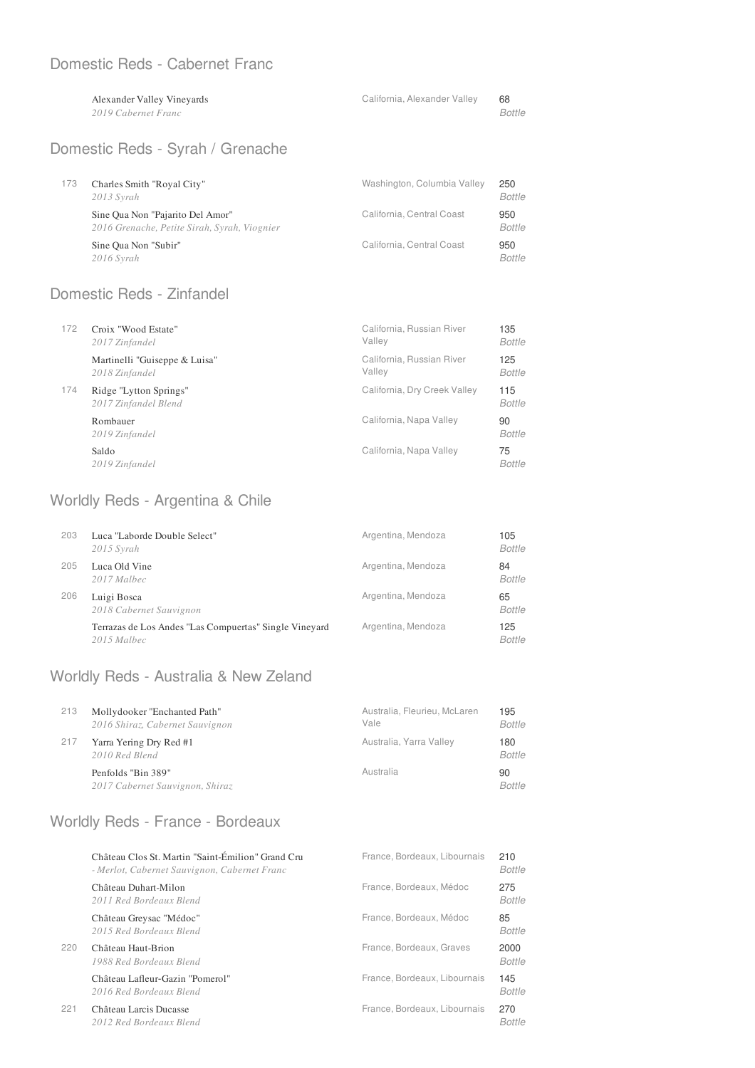## Domestic Reds - Cabernet Franc

| # | Wine | Region | Price |
|---|---|---|---|
| | Alexander Valley Vineyards<br>*2019 Cabernet Franc* | California, Alexander Valley | 68<br>*Bottle* |

## Domestic Reds - Syrah / Grenache

| # | Wine | Region | Price |
|---|---|---|---|
| 173 | Charles Smith "Royal City"<br>*2013 Syrah* | Washington, Columbia Valley | 250<br>*Bottle* |
| | Sine Qua Non "Pajarito Del Amor"<br>*2016 Grenache, Petite Sirah, Syrah, Viognier* | California, Central Coast | 950<br>*Bottle* |
| | Sine Qua Non "Subir"<br>*2016 Syrah* | California, Central Coast | 950<br>*Bottle* |

## Domestic Reds - Zinfandel

| # | Wine | Region | Price |
|---|---|---|---|
| 172 | Croix "Wood Estate"<br>*2017 Zinfandel* | California, Russian River Valley | 135<br>*Bottle* |
| | Martinelli "Guiseppe & Luisa"<br>*2018 Zinfandel* | California, Russian River Valley | 125<br>*Bottle* |
| 174 | Ridge "Lytton Springs"<br>*2017 Zinfandel Blend* | California, Dry Creek Valley | 115<br>*Bottle* |
| | Rombauer<br>*2019 Zinfandel* | California, Napa Valley | 90<br>*Bottle* |
| | Saldo<br>*2019 Zinfandel* | California, Napa Valley | 75<br>*Bottle* |

## Worldly Reds - Argentina & Chile

| # | Wine | Region | Price |
|---|---|---|---|
| 203 | Luca "Laborde Double Select"<br>*2015 Syrah* | Argentina, Mendoza | 105<br>*Bottle* |
| 205 | Luca Old Vine<br>*2017 Malbec* | Argentina, Mendoza | 84<br>*Bottle* |
| 206 | Luigi Bosca<br>*2018 Cabernet Sauvignon* | Argentina, Mendoza | 65<br>*Bottle* |
| | Terrazas de Los Andes "Las Compuertas" Single Vineyard<br>*2015 Malbec* | Argentina, Mendoza | 125<br>*Bottle* |

## Worldly Reds - Australia & New Zeland

| # | Wine | Region | Price |
|---|---|---|---|
| 213 | Mollydooker "Enchanted Path"<br>*2016 Shiraz, Cabernet Sauvignon* | Australia, Fleurieu, McLaren Vale | 195<br>*Bottle* |
| 217 | Yarra Yering Dry Red #1<br>*2010 Red Blend* | Australia, Yarra Valley | 180<br>*Bottle* |
| | Penfolds "Bin 389"<br>*2017 Cabernet Sauvignon, Shiraz* | Australia | 90<br>*Bottle* |

## Worldly Reds - France - Bordeaux

| # | Wine | Region | Price |
|---|---|---|---|
| | Château Clos St. Martin "Saint-Émilion" Grand Cru<br>*- Merlot, Cabernet Sauvignon, Cabernet Franc* | France, Bordeaux, Libournais | 210<br>*Bottle* |
| | Château Duhart-Milon<br>*2011 Red Bordeaux Blend* | France, Bordeaux, Médoc | 275<br>*Bottle* |
| | Château Greysac "Médoc"<br>*2015 Red Bordeaux Blend* | France, Bordeaux, Médoc | 85<br>*Bottle* |
| 220 | Château Haut-Brion<br>*1988 Red Bordeaux Blend* | France, Bordeaux, Graves | 2000<br>*Bottle* |
| | Château Lafleur-Gazin "Pomerol"<br>*2016 Red Bordeaux Blend* | France, Bordeaux, Libournais | 145<br>*Bottle* |
| 221 | Château Larcis Ducasse<br>*2012 Red Bordeaux Blend* | France, Bordeaux, Libournais | 270<br>*Bottle* |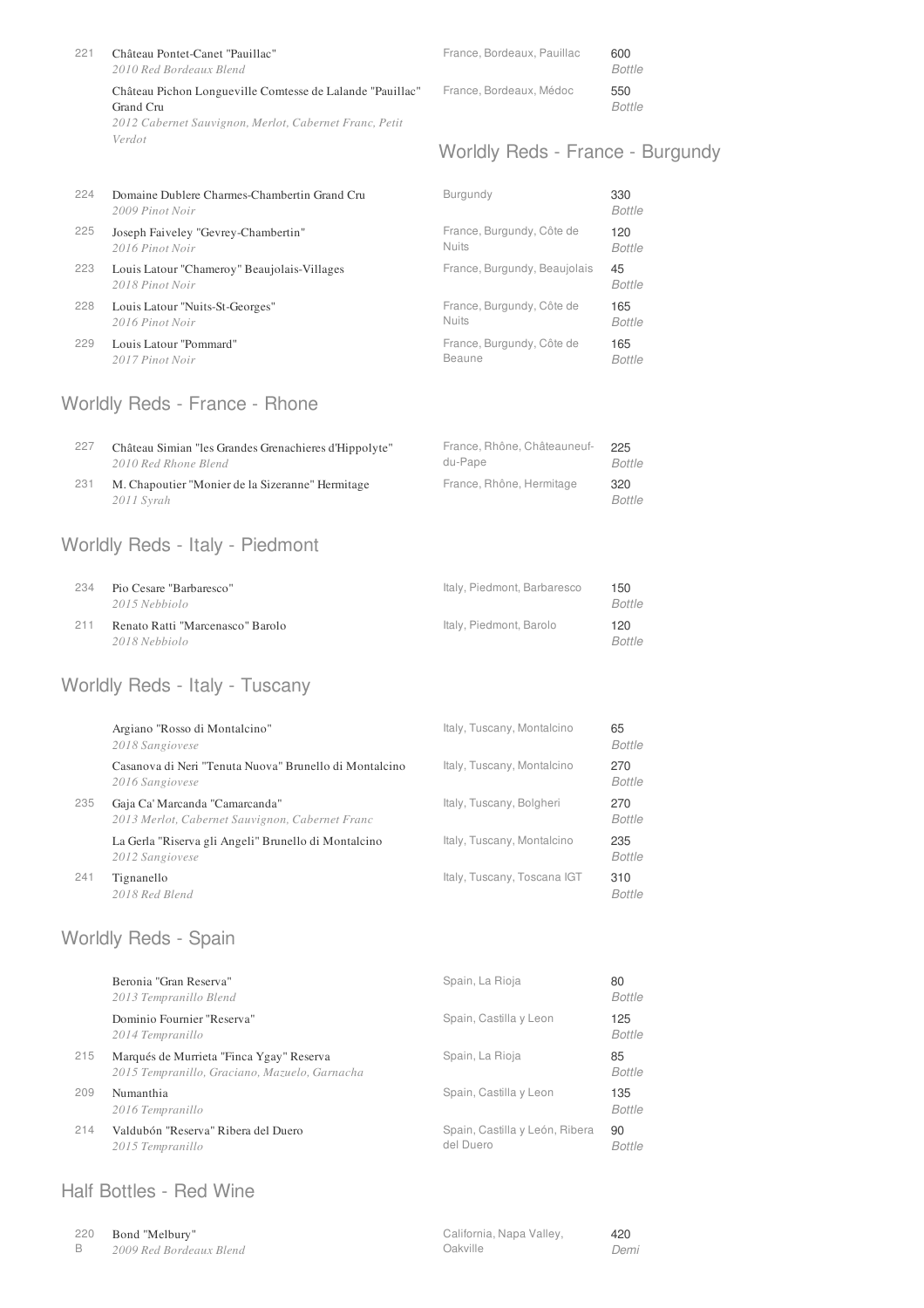| # | Wine | Region | Price |
|---|---|---|---|
| 221 | Château Pontet-Canet "Pauillac"<br>*2010 Red Bordeaux Blend* | France, Bordeaux, Pauillac | 600<br>*Bottle* |
| | Château Pichon Longueville Comtesse de Lalande "Pauillac" Grand Cru<br>*2012 Cabernet Sauvignon, Merlot, Cabernet Franc, Petit Verdot* | France, Bordeaux, Médoc | 550<br>*Bottle* |

## Worldly Reds - France - Burgundy

| # | Wine | Region | Price |
|---|---|---|---|
| 224 | Domaine Dublere Charmes-Chambertin Grand Cru<br>*2009 Pinot Noir* | Burgundy | 330<br>*Bottle* |
| 225 | Joseph Faiveley "Gevrey-Chambertin"<br>*2016 Pinot Noir* | France, Burgundy, Côte de Nuits | 120<br>*Bottle* |
| 223 | Louis Latour "Chameroy" Beaujolais-Villages<br>*2018 Pinot Noir* | France, Burgundy, Beaujolais | 45<br>*Bottle* |
| 228 | Louis Latour "Nuits-St-Georges"<br>*2016 Pinot Noir* | France, Burgundy, Côte de Nuits | 165<br>*Bottle* |
| 229 | Louis Latour "Pommard"<br>*2017 Pinot Noir* | France, Burgundy, Côte de Beaune | 165<br>*Bottle* |

## Worldly Reds - France - Rhone

| # | Wine | Region | Price |
|---|---|---|---|
| 227 | Château Simian "les Grandes Grenachieres d'Hippolyte"<br>*2010 Red Rhone Blend* | France, Rhône, Châteauneuf-du-Pape | 225<br>*Bottle* |
| 231 | M. Chapoutier "Monier de la Sizeranne" Hermitage<br>*2011 Syrah* | France, Rhône, Hermitage | 320<br>*Bottle* |

## Worldly Reds - Italy - Piedmont

| # | Wine | Region | Price |
|---|---|---|---|
| 234 | Pio Cesare "Barbaresco"<br>*2015 Nebbiolo* | Italy, Piedmont, Barbaresco | 150<br>*Bottle* |
| 211 | Renato Ratti "Marcenasco" Barolo<br>*2018 Nebbiolo* | Italy, Piedmont, Barolo | 120<br>*Bottle* |

## Worldly Reds - Italy - Tuscany

| # | Wine | Region | Price |
|---|---|---|---|
| | Argiano "Rosso di Montalcino"<br>*2018 Sangiovese* | Italy, Tuscany, Montalcino | 65<br>*Bottle* |
| | Casanova di Neri "Tenuta Nuova" Brunello di Montalcino<br>*2016 Sangiovese* | Italy, Tuscany, Montalcino | 270<br>*Bottle* |
| 235 | Gaja Ca' Marcanda "Camarcanda"<br>*2013 Merlot, Cabernet Sauvignon, Cabernet Franc* | Italy, Tuscany, Bolgheri | 270<br>*Bottle* |
| | La Gerla "Riserva gli Angeli" Brunello di Montalcino<br>*2012 Sangiovese* | Italy, Tuscany, Montalcino | 235<br>*Bottle* |
| 241 | Tignanello<br>*2018 Red Blend* | Italy, Tuscany, Toscana IGT | 310<br>*Bottle* |

## Worldly Reds - Spain

| # | Wine | Region | Price |
|---|---|---|---|
| | Beronia "Gran Reserva"<br>*2013 Tempranillo Blend* | Spain, La Rioja | 80<br>*Bottle* |
| | Dominio Fournier "Reserva"<br>*2014 Tempranillo* | Spain, Castilla y Leon | 125<br>*Bottle* |
| 215 | Marqués de Murrieta "Finca Ygay" Reserva<br>*2015 Tempranillo, Graciano, Mazuelo, Garnacha* | Spain, La Rioja | 85<br>*Bottle* |
| 209 | Numanthia<br>*2016 Tempranillo* | Spain, Castilla y Leon | 135<br>*Bottle* |
| 214 | Valdubón "Reserva" Ribera del Duero<br>*2015 Tempranillo* | Spain, Castilla y León, Ribera del Duero | 90<br>*Bottle* |

## Half Bottles - Red Wine

| # | Wine | Region | Price |
|---|---|---|---|
| 220 B | Bond "Melbury"<br>*2009 Red Bordeaux Blend* | California, Napa Valley, Oakville | 420<br>*Demi* |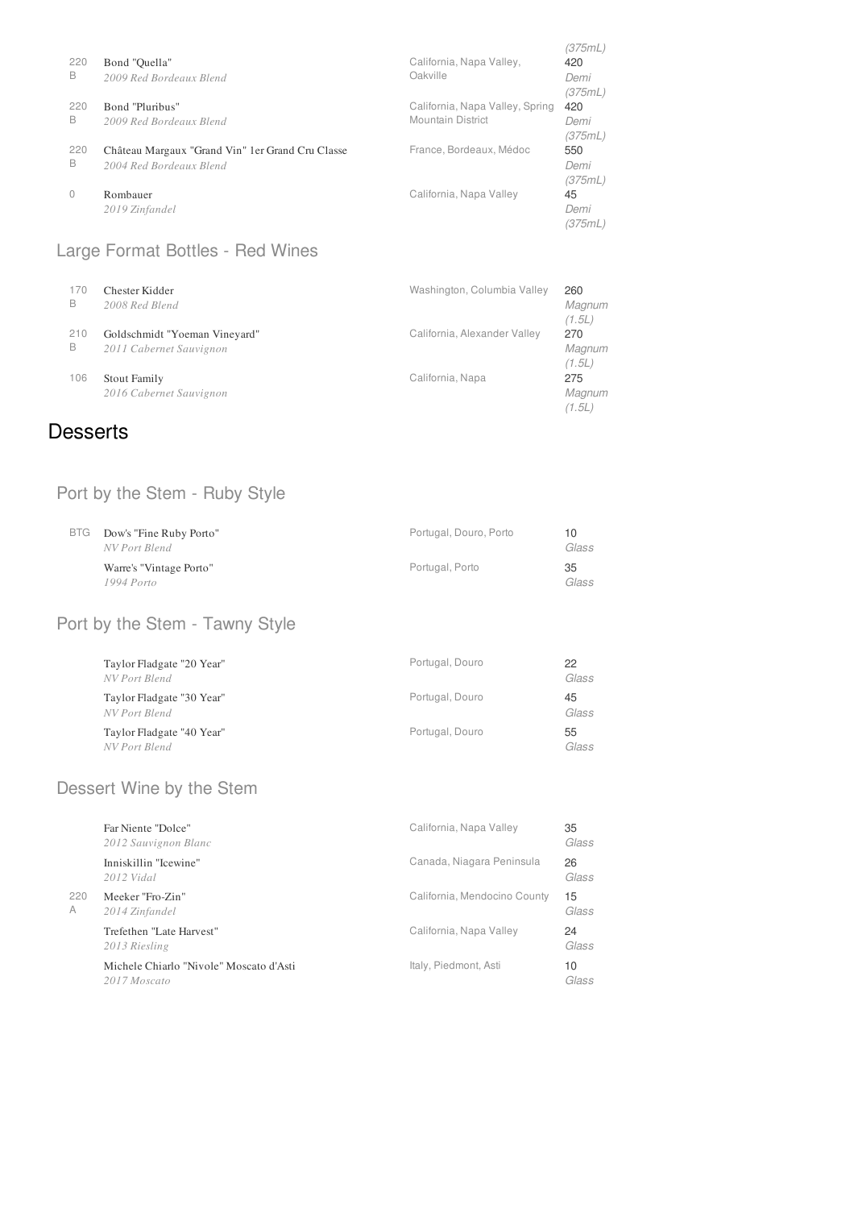| | | | |
|---|---|---|---|
| | | | (375mL) |
| 220 B | Bond "Quella"<br>*2009 Red Bordeaux Blend* | California, Napa Valley, Oakville | 420<br>*Demi (375mL)* |
| 220 B | Bond "Pluribus"<br>*2009 Red Bordeaux Blend* | California, Napa Valley, Spring Mountain District | 420<br>*Demi (375mL)* |
| 220 B | Château Margaux "Grand Vin" 1er Grand Cru Classe<br>*2004 Red Bordeaux Blend* | France, Bordeaux, Médoc | 550<br>*Demi (375mL)* |
| 0 | Rombauer<br>*2019 Zinfandel* | California, Napa Valley | 45<br>*Demi (375mL)* |

### Large Format Bottles - Red Wines

| | | | |
|---|---|---|---|
| 170 B | Chester Kidder<br>*2008 Red Blend* | Washington, Columbia Valley | 260<br>*Magnum (1.5L)* |
| 210 B | Goldschmidt "Yoeman Vineyard"<br>*2011 Cabernet Sauvignon* | California, Alexander Valley | 270<br>*Magnum (1.5L)* |
| 106 | Stout Family<br>*2016 Cabernet Sauvignon* | California, Napa | 275<br>*Magnum (1.5L)* |

## Desserts

### Port by the Stem - Ruby Style

| | | | |
|---|---|---|---|
| BTG | Dow's "Fine Ruby Porto"<br>*NV Port Blend* | Portugal, Douro, Porto | 10<br>*Glass* |
| | Warre's "Vintage Porto"<br>*1994 Porto* | Portugal, Porto | 35<br>*Glass* |

### Port by the Stem - Tawny Style

| | | | |
|---|---|---|---|
| | Taylor Fladgate "20 Year"<br>*NV Port Blend* | Portugal, Douro | 22<br>*Glass* |
| | Taylor Fladgate "30 Year"<br>*NV Port Blend* | Portugal, Douro | 45<br>*Glass* |
| | Taylor Fladgate "40 Year"<br>*NV Port Blend* | Portugal, Douro | 55<br>*Glass* |

### Dessert Wine by the Stem

| | | | |
|---|---|---|---|
| | Far Niente "Dolce"<br>*2012 Sauvignon Blanc* | California, Napa Valley | 35<br>*Glass* |
| | Inniskillin "Icewine"<br>*2012 Vidal* | Canada, Niagara Peninsula | 26<br>*Glass* |
| 220 A | Meeker "Fro-Zin"<br>*2014 Zinfandel* | California, Mendocino County | 15<br>*Glass* |
| | Trefethen "Late Harvest"<br>*2013 Riesling* | California, Napa Valley | 24<br>*Glass* |
| | Michele Chiarlo "Nivole" Moscato d'Asti<br>*2017 Moscato* | Italy, Piedmont, Asti | 10<br>*Glass* |